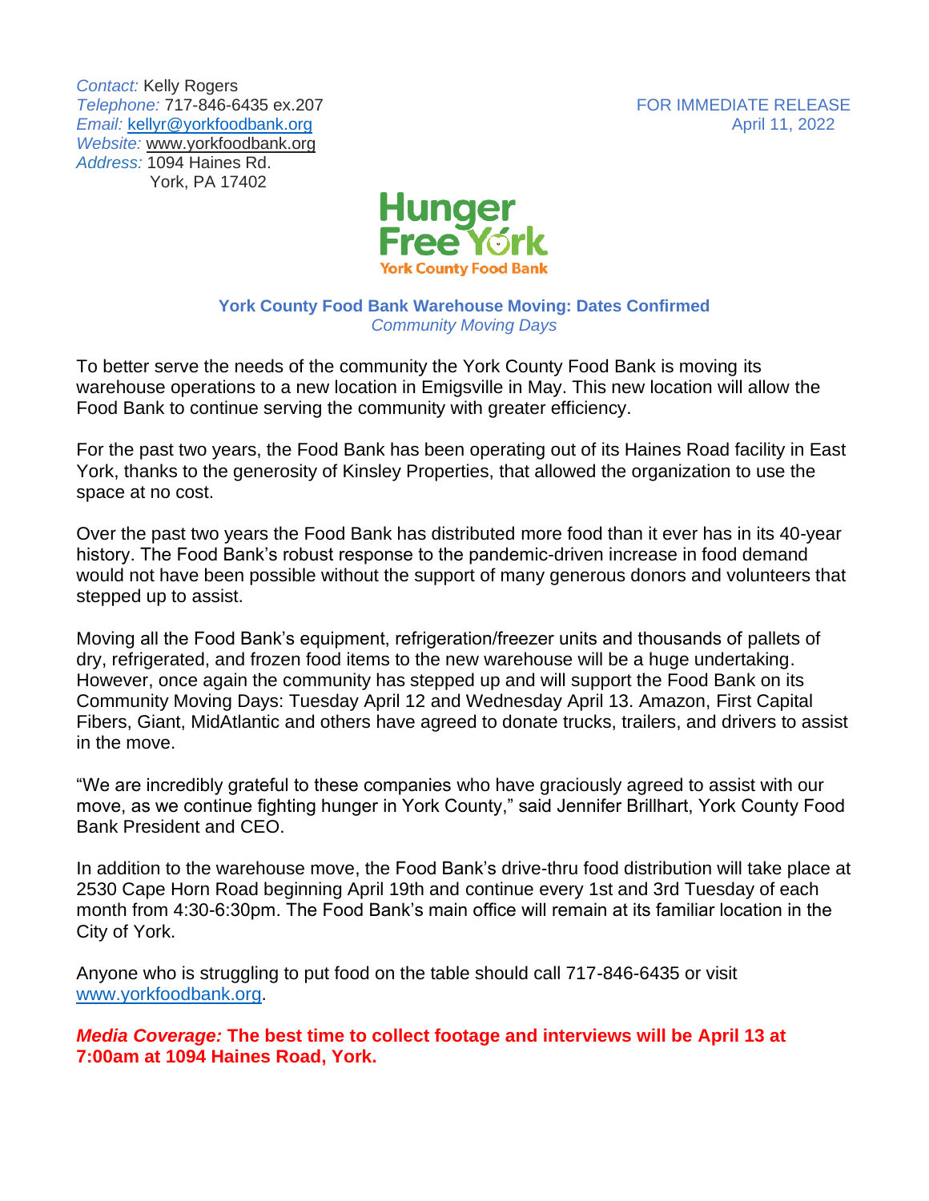*Contact:* Kelly Rogers
*Telephone:* 717-846-6435 ex.207
*Email:* kellyr@yorkfoodbank.org
*Website:* www.yorkfoodbank.org
*Address:* 1094 Haines Rd.
York, PA 17402

FOR IMMEDIATE RELEASE
April 11, 2022

Hunger Free York
York County Food Bank

## York County Food Bank Warehouse Moving: Dates Confirmed

*Community Moving Days*

To better serve the needs of the community the York County Food Bank is moving its warehouse operations to a new location in Emigsville in May. This new location will allow the Food Bank to continue serving the community with greater efficiency.

For the past two years, the Food Bank has been operating out of its Haines Road facility in East York, thanks to the generosity of Kinsley Properties, that allowed the organization to use the space at no cost.

Over the past two years the Food Bank has distributed more food than it ever has in its 40-year history. The Food Bank's robust response to the pandemic-driven increase in food demand would not have been possible without the support of many generous donors and volunteers that stepped up to assist.

Moving all the Food Bank's equipment, refrigeration/freezer units and thousands of pallets of dry, refrigerated, and frozen food items to the new warehouse will be a huge undertaking. However, once again the community has stepped up and will support the Food Bank on its Community Moving Days: Tuesday April 12 and Wednesday April 13. Amazon, First Capital Fibers, Giant, MidAtlantic and others have agreed to donate trucks, trailers, and drivers to assist in the move.

"We are incredibly grateful to these companies who have graciously agreed to assist with our move, as we continue fighting hunger in York County," said Jennifer Brillhart, York County Food Bank President and CEO.

In addition to the warehouse move, the Food Bank's drive-thru food distribution will take place at 2530 Cape Horn Road beginning April 19th and continue every 1st and 3rd Tuesday of each month from 4:30-6:30pm. The Food Bank's main office will remain at its familiar location in the City of York.

Anyone who is struggling to put food on the table should call 717-846-6435 or visit www.yorkfoodbank.org.

***Media Coverage:* The best time to collect footage and interviews will be April 13 at 7:00am at 1094 Haines Road, York.**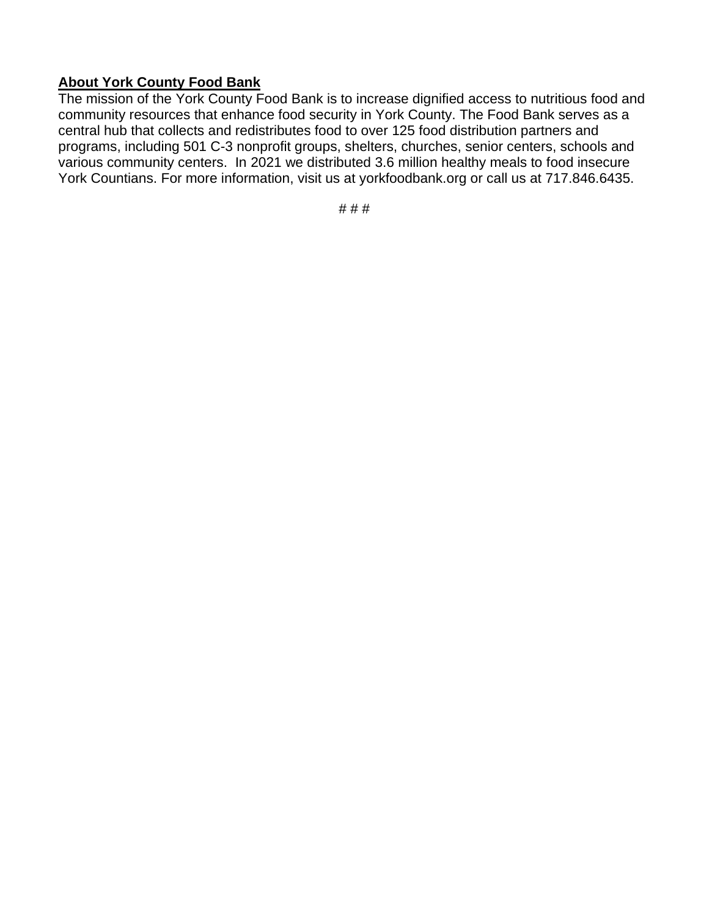**About York County Food Bank**

The mission of the York County Food Bank is to increase dignified access to nutritious food and community resources that enhance food security in York County. The Food Bank serves as a central hub that collects and redistributes food to over 125 food distribution partners and programs, including 501 C-3 nonprofit groups, shelters, churches, senior centers, schools and various community centers. In 2021 we distributed 3.6 million healthy meals to food insecure York Countians. For more information, visit us at yorkfoodbank.org or call us at 717.846.6435.

# # #